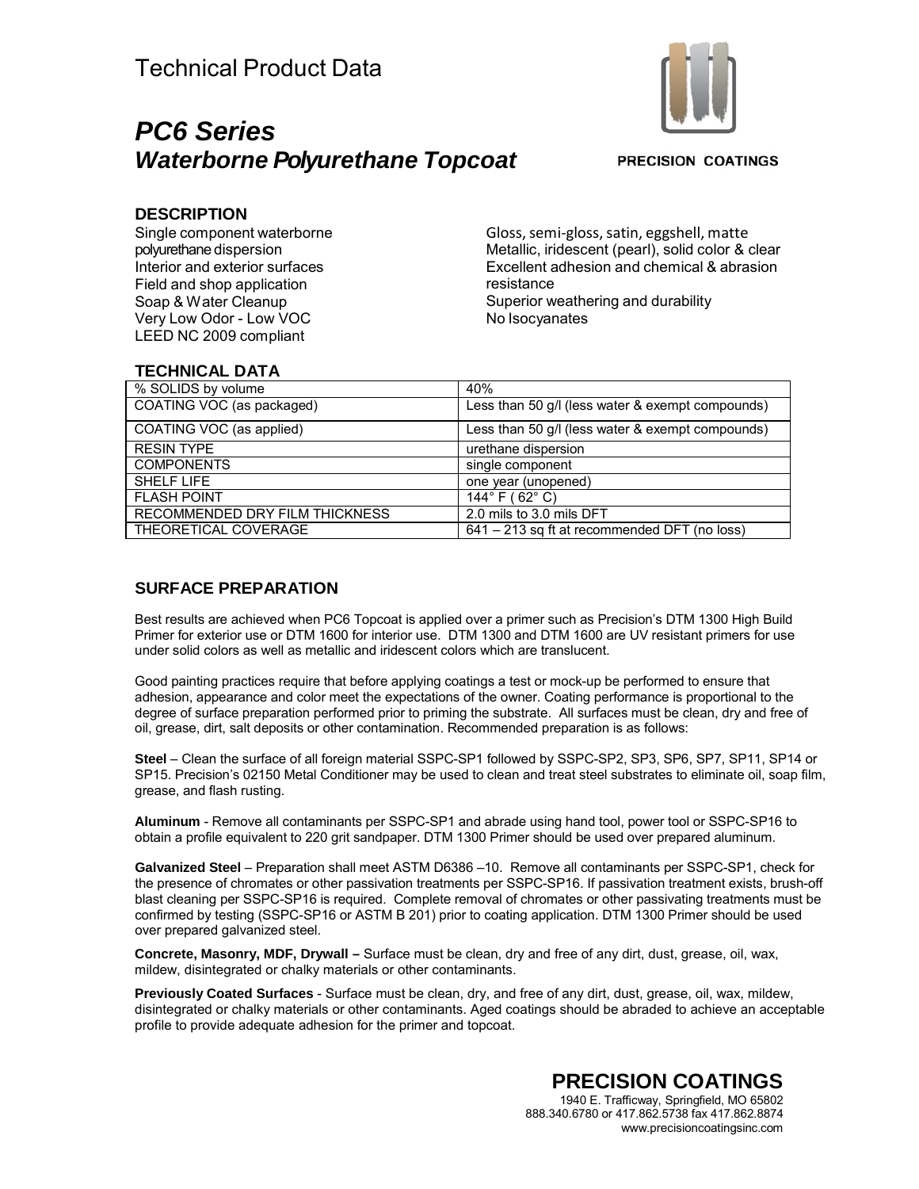# Technical Product Data

## *PC6 Series*
## *Waterborne Polyurethane Topcoat*

PRECISION COATINGS

### DESCRIPTION

Single component waterborne polyurethane dispersion
Interior and exterior surfaces
Field and shop application
Soap & Water Cleanup
Very Low Odor - Low VOC
LEED NC 2009 compliant

Gloss, semi-gloss, satin, eggshell, matte
Metallic, iridescent (pearl), solid color & clear
Excellent adhesion and chemical & abrasion resistance
Superior weathering and durability
No Isocyanates

### TECHNICAL DATA

| | |
|---|---|
| % SOLIDS by volume | 40% |
| COATING VOC (as packaged) | Less than 50 g/l (less water & exempt compounds) |
| COATING VOC (as applied) | Less than 50 g/l (less water & exempt compounds) |
| RESIN TYPE | urethane dispersion |
| COMPONENTS | single component |
| SHELF LIFE | one year (unopened) |
| FLASH POINT | 144° F ( 62° C) |
| RECOMMENDED DRY FILM THICKNESS | 2.0 mils to 3.0 mils DFT |
| THEORETICAL COVERAGE | 641 – 213 sq ft at recommended DFT (no loss) |

### SURFACE PREPARATION

Best results are achieved when PC6 Topcoat is applied over a primer such as Precision's DTM 1300 High Build Primer for exterior use or DTM 1600 for interior use. DTM 1300 and DTM 1600 are UV resistant primers for use under solid colors as well as metallic and iridescent colors which are translucent.

Good painting practices require that before applying coatings a test or mock-up be performed to ensure that adhesion, appearance and color meet the expectations of the owner. Coating performance is proportional to the degree of surface preparation performed prior to priming the substrate. All surfaces must be clean, dry and free of oil, grease, dirt, salt deposits or other contamination. Recommended preparation is as follows:

**Steel** – Clean the surface of all foreign material SSPC-SP1 followed by SSPC-SP2, SP3, SP6, SP7, SP11, SP14 or SP15. Precision's 02150 Metal Conditioner may be used to clean and treat steel substrates to eliminate oil, soap film, grease, and flash rusting.

**Aluminum** - Remove all contaminants per SSPC-SP1 and abrade using hand tool, power tool or SSPC-SP16 to obtain a profile equivalent to 220 grit sandpaper. DTM 1300 Primer should be used over prepared aluminum.

**Galvanized Steel** – Preparation shall meet ASTM D6386 –10. Remove all contaminants per SSPC-SP1, check for the presence of chromates or other passivation treatments per SSPC-SP16. If passivation treatment exists, brush-off blast cleaning per SSPC-SP16 is required. Complete removal of chromates or other passivating treatments must be confirmed by testing (SSPC-SP16 or ASTM B 201) prior to coating application. DTM 1300 Primer should be used over prepared galvanized steel.

**Concrete, Masonry, MDF, Drywall –** Surface must be clean, dry and free of any dirt, dust, grease, oil, wax, mildew, disintegrated or chalky materials or other contaminants.

**Previously Coated Surfaces** - Surface must be clean, dry, and free of any dirt, dust, grease, oil, wax, mildew, disintegrated or chalky materials or other contaminants. Aged coatings should be abraded to achieve an acceptable profile to provide adequate adhesion for the primer and topcoat.

**PRECISION COATINGS**
1940 E. Trafficway, Springfield, MO 65802
888.340.6780 or 417.862.5738 fax 417.862.8874
www.precisioncoatingsinc.com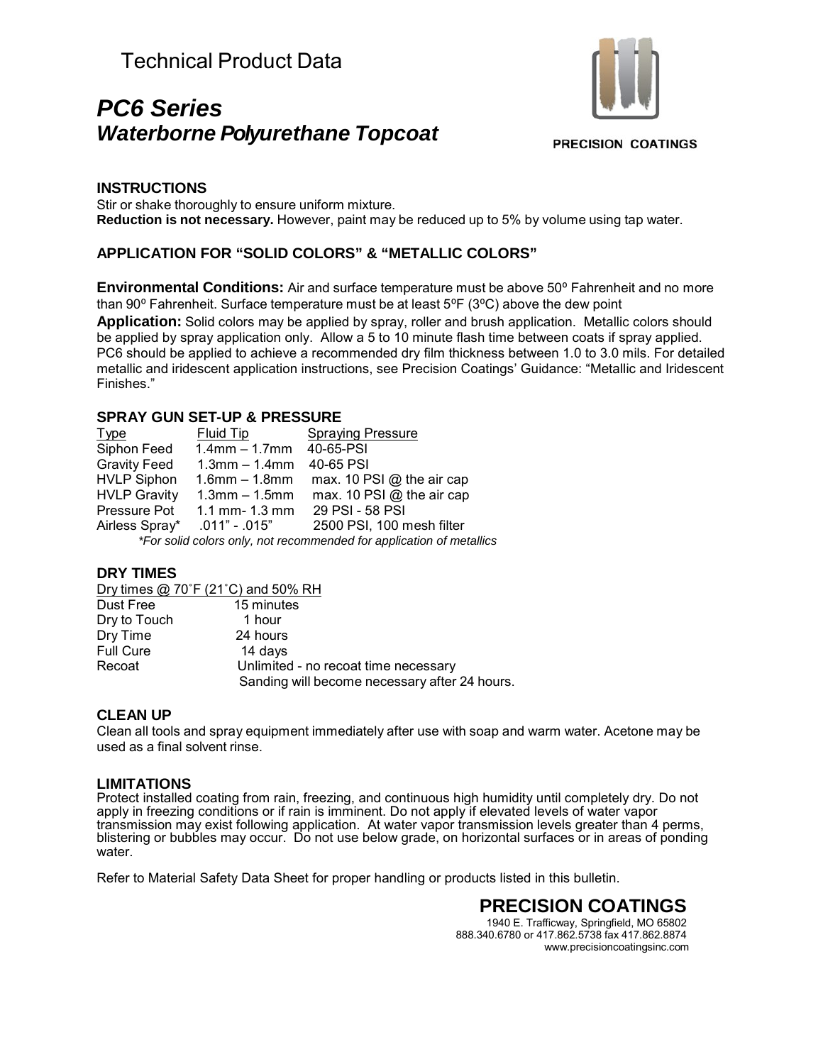# Technical Product Data

## *PC6 Series*
## *Waterborne Polyurethane Topcoat*

PRECISION COATINGS

### INSTRUCTIONS

Stir or shake thoroughly to ensure uniform mixture.
**Reduction is not necessary.** However, paint may be reduced up to 5% by volume using tap water.

### APPLICATION FOR "SOLID COLORS" & "METALLIC COLORS"

**Environmental Conditions:** Air and surface temperature must be above 50º Fahrenheit and no more than 90º Fahrenheit. Surface temperature must be at least 5ºF (3ºC) above the dew point

**Application:** Solid colors may be applied by spray, roller and brush application. Metallic colors should be applied by spray application only. Allow a 5 to 10 minute flash time between coats if spray applied. PC6 should be applied to achieve a recommended dry film thickness between 1.0 to 3.0 mils. For detailed metallic and iridescent application instructions, see Precision Coatings' Guidance: "Metallic and Iridescent Finishes."

### SPRAY GUN SET-UP & PRESSURE

| Type | Fluid Tip | Spraying Pressure |
|---|---|---|
| Siphon Feed | 1.4mm – 1.7mm | 40-65-PSI |
| Gravity Feed | 1.3mm – 1.4mm | 40-65 PSI |
| HVLP Siphon | 1.6mm – 1.8mm | max. 10 PSI @ the air cap |
| HVLP Gravity | 1.3mm – 1.5mm | max. 10 PSI @ the air cap |
| Pressure Pot | 1.1 mm- 1.3 mm | 29 PSI - 58 PSI |
| Airless Spray* | .011" - .015" | 2500 PSI, 100 mesh filter |

*\*For solid colors only, not recommended for application of metallics*

### DRY TIMES

Dry times @ 70˚F (21˚C) and 50% RH

| | |
|---|---|
| Dust Free | 15 minutes |
| Dry to Touch | 1 hour |
| Dry Time | 24 hours |
| Full Cure | 14 days |
| Recoat | Unlimited - no recoat time necessary<br>Sanding will become necessary after 24 hours. |

### CLEAN UP

Clean all tools and spray equipment immediately after use with soap and warm water. Acetone may be used as a final solvent rinse.

### LIMITATIONS

Protect installed coating from rain, freezing, and continuous high humidity until completely dry. Do not apply in freezing conditions or if rain is imminent. Do not apply if elevated levels of water vapor transmission may exist following application. At water vapor transmission levels greater than 4 perms, blistering or bubbles may occur. Do not use below grade, on horizontal surfaces or in areas of ponding water.

Refer to Material Safety Data Sheet for proper handling or products listed in this bulletin.

**PRECISION COATINGS**
1940 E. Trafficway, Springfield, MO 65802
888.340.6780 or 417.862.5738 fax 417.862.8874
www.precisioncoatingsinc.com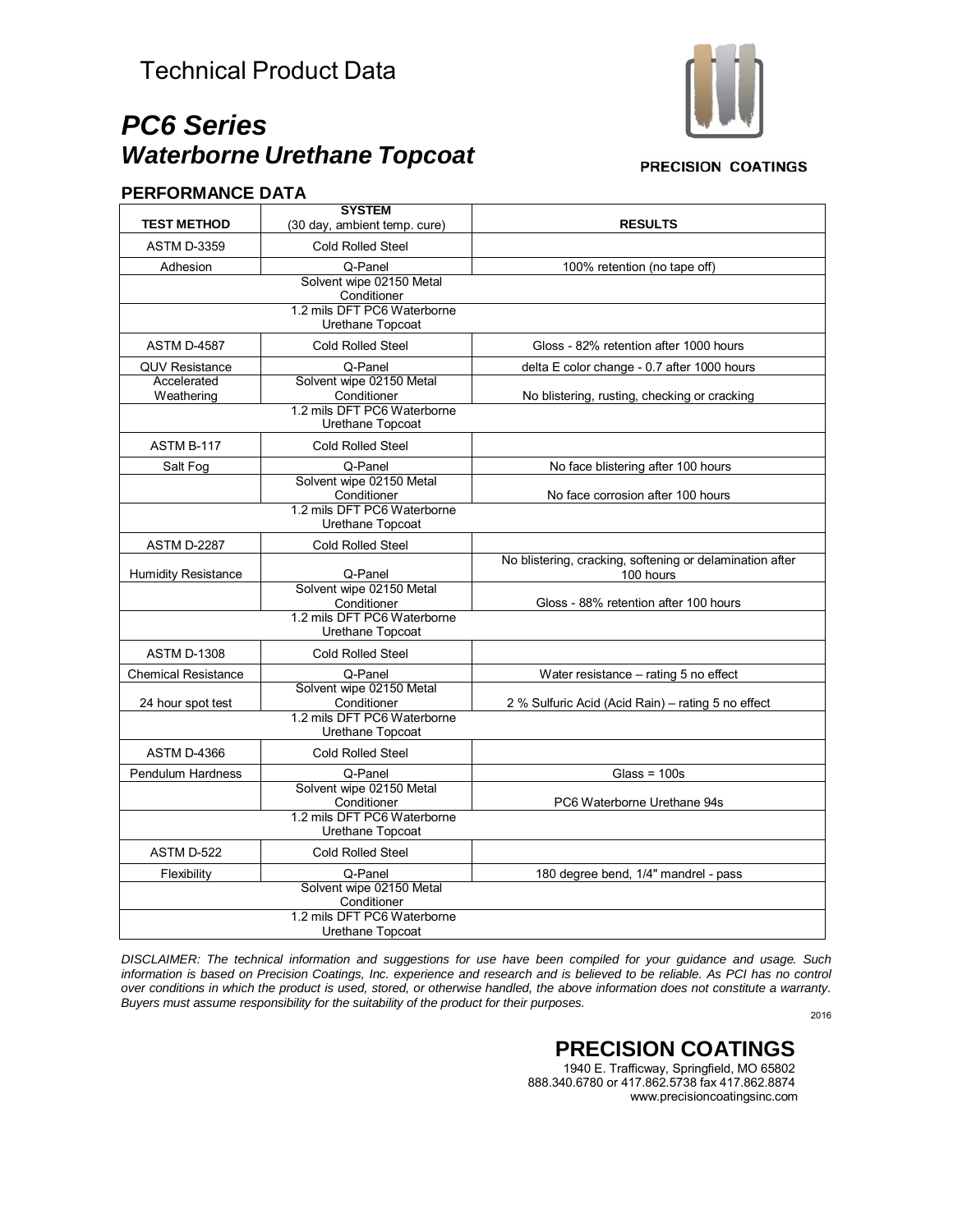# Technical Product Data

## *PC6 Series*
## *Waterborne Urethane Topcoat*

PRECISION COATINGS

### PERFORMANCE DATA

| TEST METHOD | SYSTEM (30 day, ambient temp. cure) | RESULTS |
|---|---|---|
| ASTM D-3359 | Cold Rolled Steel | |
| Adhesion | Q-Panel | 100% retention (no tape off) |
| | Solvent wipe 02150 Metal Conditioner | |
| | 1.2 mils DFT PC6 Waterborne Urethane Topcoat | |
| ASTM D-4587 | Cold Rolled Steel | Gloss - 82% retention after 1000 hours |
| QUV Resistance | Q-Panel | delta E color change - 0.7 after 1000 hours |
| Accelerated Weathering | Solvent wipe 02150 Metal Conditioner | No blistering, rusting, checking or cracking |
| | 1.2 mils DFT PC6 Waterborne Urethane Topcoat | |
| ASTM B-117 | Cold Rolled Steel | |
| Salt Fog | Q-Panel | No face blistering after 100 hours |
| | Solvent wipe 02150 Metal Conditioner | No face corrosion after 100 hours |
| | 1.2 mils DFT PC6 Waterborne Urethane Topcoat | |
| ASTM D-2287 | Cold Rolled Steel | |
| Humidity Resistance | Q-Panel | No blistering, cracking, softening or delamination after 100 hours |
| | Solvent wipe 02150 Metal Conditioner | Gloss - 88% retention after 100 hours |
| | 1.2 mils DFT PC6 Waterborne Urethane Topcoat | |
| ASTM D-1308 | Cold Rolled Steel | |
| Chemical Resistance | Q-Panel | Water resistance – rating 5 no effect |
| 24 hour spot test | Solvent wipe 02150 Metal Conditioner | 2 % Sulfuric Acid (Acid Rain) – rating 5 no effect |
| | 1.2 mils DFT PC6 Waterborne Urethane Topcoat | |
| ASTM D-4366 | Cold Rolled Steel | |
| Pendulum Hardness | Q-Panel | Glass = 100s |
| | Solvent wipe 02150 Metal Conditioner | PC6 Waterborne Urethane 94s |
| | 1.2 mils DFT PC6 Waterborne Urethane Topcoat | |
| ASTM D-522 | Cold Rolled Steel | |
| Flexibility | Q-Panel | 180 degree bend, 1/4" mandrel - pass |
| | Solvent wipe 02150 Metal Conditioner | |
| | 1.2 mils DFT PC6 Waterborne Urethane Topcoat | |

*DISCLAIMER: The technical information and suggestions for use have been compiled for your guidance and usage. Such information is based on Precision Coatings, Inc. experience and research and is believed to be reliable. As PCI has no control over conditions in which the product is used, stored, or otherwise handled, the above information does not constitute a warranty. Buyers must assume responsibility for the suitability of the product for their purposes.*

2016

**PRECISION COATINGS**
1940 E. Trafficway, Springfield, MO 65802
888.340.6780 or 417.862.5738 fax 417.862.8874
www.precisioncoatingsinc.com